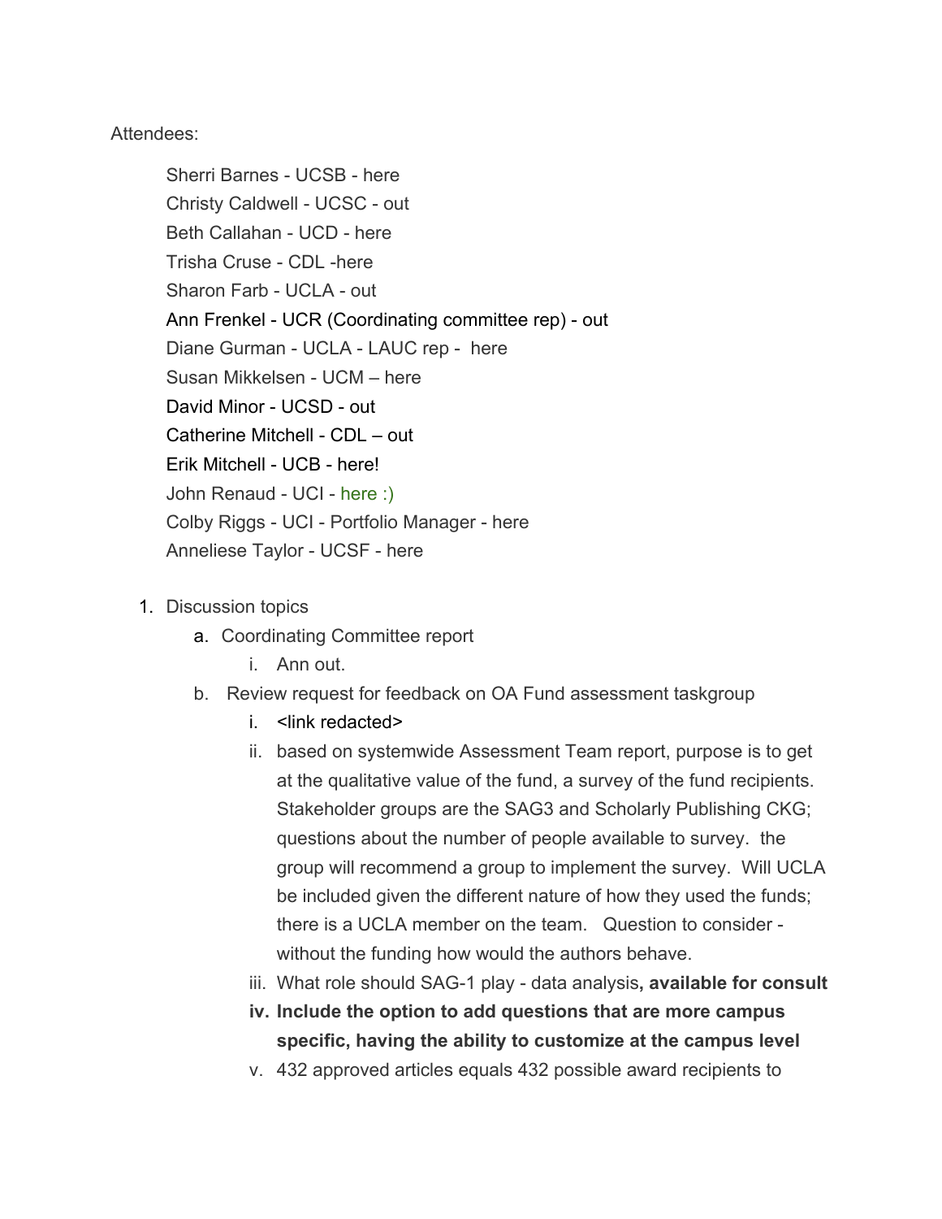Attendees:

- Sherri Barnes - UCSB - here
- Christy Caldwell - UCSC - out
- Beth Callahan - UCD - here
- Trisha Cruse - CDL -here
- Sharon Farb - UCLA - out
- Ann Frenkel - UCR (Coordinating committee rep) - out
- Diane Gurman - UCLA - LAUC rep - here
- Susan Mikkelsen - UCM – here
- David Minor - UCSD - out
- Catherine Mitchell - CDL – out
- Erik Mitchell - UCB - here!
- John Renaud - UCI - here :)
- Colby Riggs - UCI - Portfolio Manager - here
- Anneliese Taylor - UCSF - here

1. Discussion topics
    a. Coordinating Committee report
        i. Ann out.
    b. Review request for feedback on OA Fund assessment taskgroup
        i. <link redacted>
        ii. based on systemwide Assessment Team report, purpose is to get at the qualitative value of the fund, a survey of the fund recipients. Stakeholder groups are the SAG3 and Scholarly Publishing CKG; questions about the number of people available to survey. the group will recommend a group to implement the survey. Will UCLA be included given the different nature of how they used the funds; there is a UCLA member on the team. Question to consider - without the funding how would the authors behave.
        iii. What role should SAG-1 play - data analysis**, available for consult**
        iv. **Include the option to add questions that are more campus specific, having the ability to customize at the campus level**
        v. 432 approved articles equals 432 possible award recipients to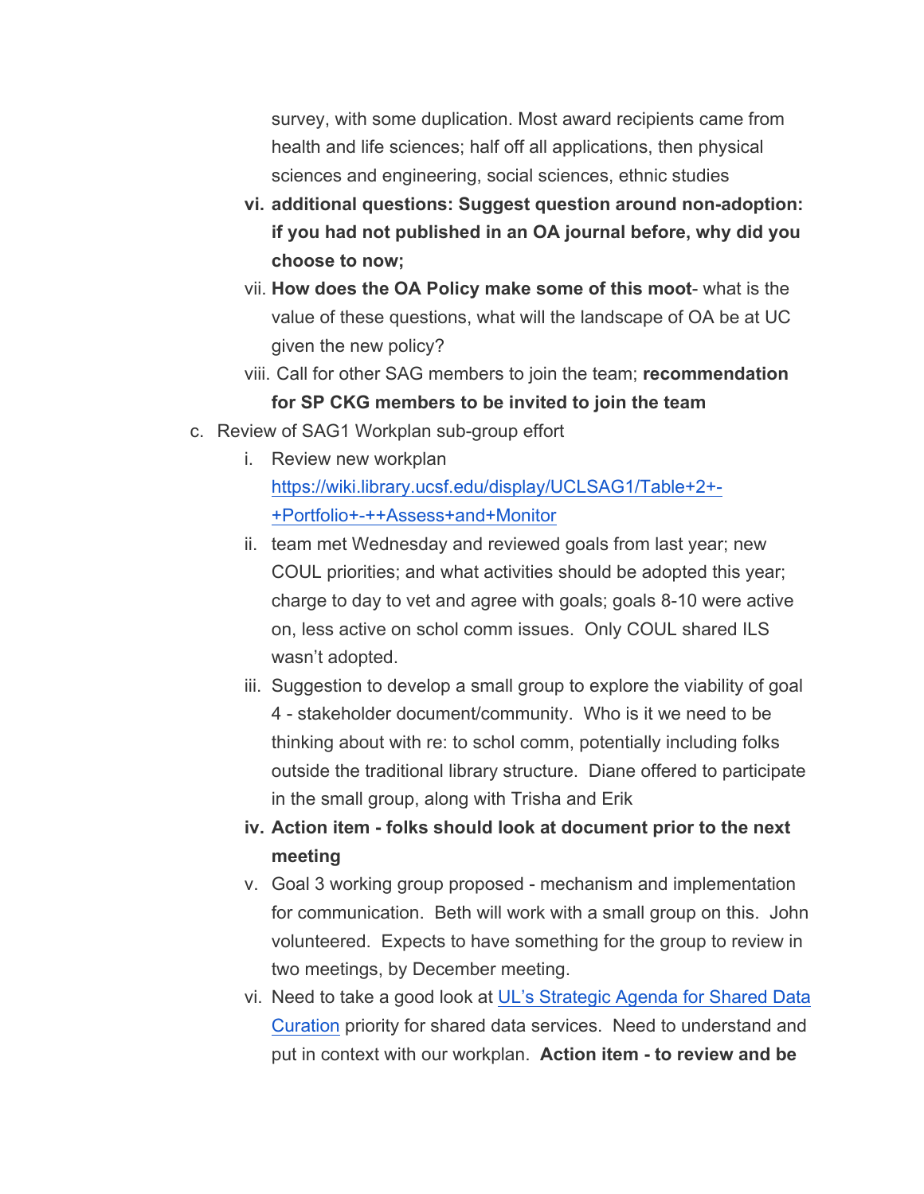survey, with some duplication. Most award recipients came from health and life sciences; half off all applications, then physical sciences and engineering, social sciences, ethnic studies

   vi. **additional questions: Suggest question around non-adoption: if you had not published in an OA journal before, why did you choose to now;**
   vii. **How does the OA Policy make some of this moot**- what is the value of these questions, what will the landscape of OA be at UC given the new policy?
   viii. Call for other SAG members to join the team; **recommendation for SP CKG members to be invited to join the team**

c. Review of SAG1 Workplan sub-group effort
   i. Review new workplan [https://wiki.library.ucsf.edu/display/UCLSAG1/Table+2+-+Portfolio+-++Assess+and+Monitor](https://wiki.library.ucsf.edu/display/UCLSAG1/Table+2+-+Portfolio+-++Assess+and+Monitor)
   ii. team met Wednesday and reviewed goals from last year; new COUL priorities; and what activities should be adopted this year; charge to day to vet and agree with goals; goals 8-10 were active on, less active on schol comm issues. Only COUL shared ILS wasn't adopted.
   iii. Suggestion to develop a small group to explore the viability of goal 4 - stakeholder document/community. Who is it we need to be thinking about with re: to schol comm, potentially including folks outside the traditional library structure. Diane offered to participate in the small group, along with Trisha and Erik
   iv. **Action item - folks should look at document prior to the next meeting**
   v. Goal 3 working group proposed - mechanism and implementation for communication. Beth will work with a small group on this. John volunteered. Expects to have something for the group to review in two meetings, by December meeting.
   vi. Need to take a good look at [UL's Strategic Agenda for Shared Data Curation]() priority for shared data services. Need to understand and put in context with our workplan. **Action item - to review and be**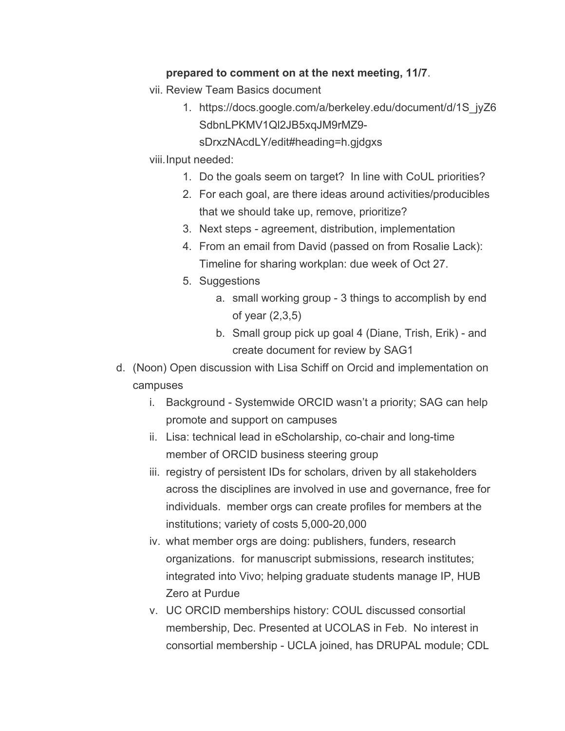**prepared to comment on at the next meeting, 11/7**.

vii. Review Team Basics document

1. https://docs.google.com/a/berkeley.edu/document/d/1S_jyZ6SdbnLPKMV1Ql2JB5xqJM9rMZ9-sDrxzNAcdLY/edit#heading=h.gjdgxs

viii. Input needed:

1. Do the goals seem on target? In line with CoUL priorities?
2. For each goal, are there ideas around activities/producibles that we should take up, remove, prioritize?
3. Next steps - agreement, distribution, implementation
4. From an email from David (passed on from Rosalie Lack): Timeline for sharing workplan: due week of Oct 27.
5. Suggestions
   a. small working group - 3 things to accomplish by end of year (2,3,5)
   b. Small group pick up goal 4 (Diane, Trish, Erik) - and create document for review by SAG1

d. (Noon) Open discussion with Lisa Schiff on Orcid and implementation on campuses

i. Background - Systemwide ORCID wasn't a priority; SAG can help promote and support on campuses

ii. Lisa: technical lead in eScholarship, co-chair and long-time member of ORCID business steering group

iii. registry of persistent IDs for scholars, driven by all stakeholders across the disciplines are involved in use and governance, free for individuals. member orgs can create profiles for members at the institutions; variety of costs 5,000-20,000

iv. what member orgs are doing: publishers, funders, research organizations. for manuscript submissions, research institutes; integrated into Vivo; helping graduate students manage IP, HUB Zero at Purdue

v. UC ORCID memberships history: COUL discussed consortial membership, Dec. Presented at UCOLAS in Feb. No interest in consortial membership - UCLA joined, has DRUPAL module; CDL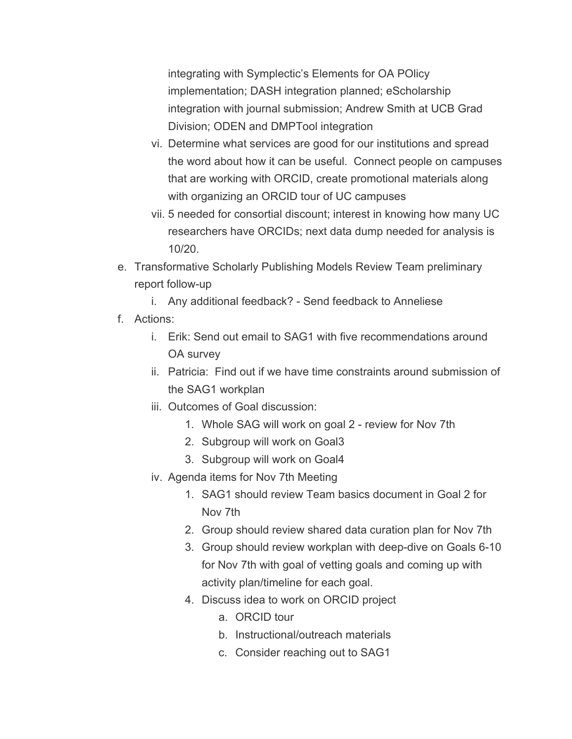integrating with Symplectic's Elements for OA POlicy implementation; DASH integration planned; eScholarship integration with journal submission; Andrew Smith at UCB Grad Division; ODEN and DMPTool integration

vi. Determine what services are good for our institutions and spread the word about how it can be useful. Connect people on campuses that are working with ORCID, create promotional materials along with organizing an ORCID tour of UC campuses

vii. 5 needed for consortial discount; interest in knowing how many UC researchers have ORCIDs; next data dump needed for analysis is 10/20.

e. Transformative Scholarly Publishing Models Review Team preliminary report follow-up

   i. Any additional feedback? - Send feedback to Anneliese

f. Actions:

   i. Erik: Send out email to SAG1 with five recommendations around OA survey

   ii. Patricia: Find out if we have time constraints around submission of the SAG1 workplan

   iii. Outcomes of Goal discussion:

      1. Whole SAG will work on goal 2 - review for Nov 7th
      2. Subgroup will work on Goal3
      3. Subgroup will work on Goal4

   iv. Agenda items for Nov 7th Meeting

      1. SAG1 should review Team basics document in Goal 2 for Nov 7th
      2. Group should review shared data curation plan for Nov 7th
      3. Group should review workplan with deep-dive on Goals 6-10 for Nov 7th with goal of vetting goals and coming up with activity plan/timeline for each goal.
      4. Discuss idea to work on ORCID project

         a. ORCID tour
         b. Instructional/outreach materials
         c. Consider reaching out to SAG1